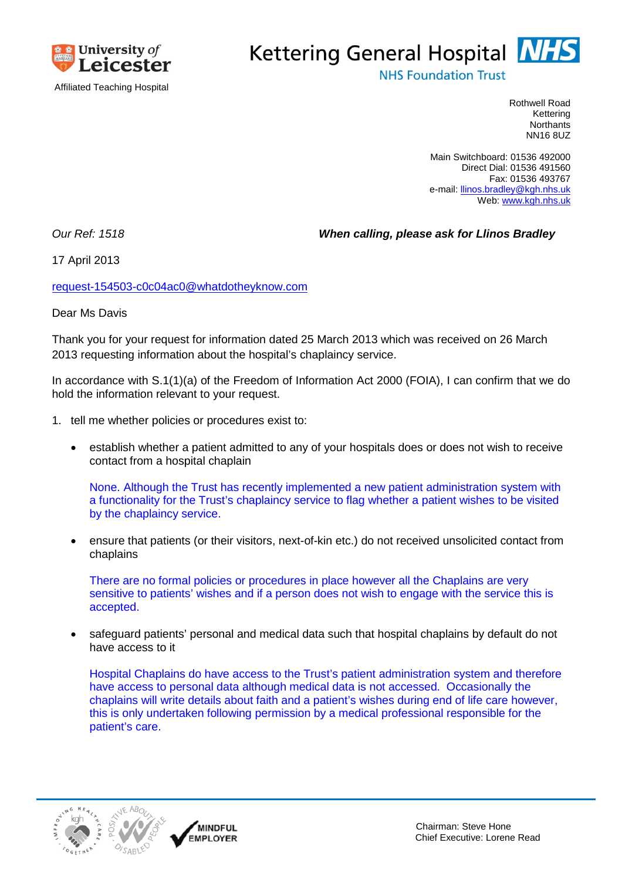University of Leicester

Affiliated Teaching Hospital

Kettering General Hospital NHS

NHS Foundation Trust

Rothwell Road
Kettering
Northants
NN16 8UZ

Main Switchboard: 01536 492000
Direct Dial: 01536 491560
Fax: 01536 493767
e-mail: llinos.bradley@kgh.nhs.uk
Web: www.kgh.nhs.uk

*Our Ref: 1518* ***When calling, please ask for Llinos Bradley***

17 April 2013

request-154503-c0c04ac0@whatdotheyknow.com

Dear Ms Davis

Thank you for your request for information dated 25 March 2013 which was received on 26 March 2013 requesting information about the hospital's chaplaincy service.

In accordance with S.1(1)(a) of the Freedom of Information Act 2000 (FOIA), I can confirm that we do hold the information relevant to your request.

1. tell me whether policies or procedures exist to:

   - establish whether a patient admitted to any of your hospitals does or does not wish to receive contact from a hospital chaplain

     None. Although the Trust has recently implemented a new patient administration system with a functionality for the Trust's chaplaincy service to flag whether a patient wishes to be visited by the chaplaincy service.

   - ensure that patients (or their visitors, next-of-kin etc.) do not received unsolicited contact from chaplains

     There are no formal policies or procedures in place however all the Chaplains are very sensitive to patients' wishes and if a person does not wish to engage with the service this is accepted.

   - safeguard patients' personal and medical data such that hospital chaplains by default do not have access to it

     Hospital Chaplains do have access to the Trust's patient administration system and therefore have access to personal data although medical data is not accessed. Occasionally the chaplains will write details about faith and a patient's wishes during end of life care however, this is only undertaken following permission by a medical professional responsible for the patient's care.

Chairman: Steve Hone
Chief Executive: Lorene Read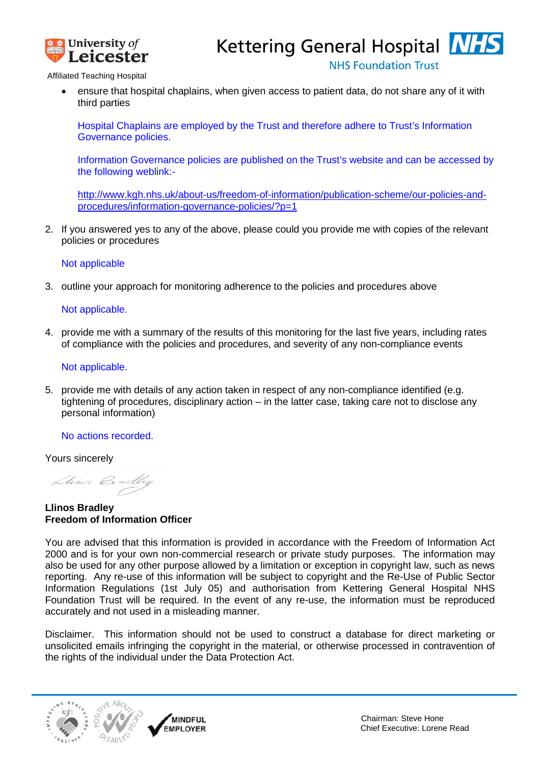- ensure that hospital chaplains, when given access to patient data, do not share any of it with third parties

  Hospital Chaplains are employed by the Trust and therefore adhere to Trust's Information Governance policies.

  Information Governance policies are published on the Trust's website and can be accessed by the following weblink:-

  http://www.kgh.nhs.uk/about-us/freedom-of-information/publication-scheme/our-policies-and-procedures/information-governance-policies/?p=1

2. If you answered yes to any of the above, please could you provide me with copies of the relevant policies or procedures

   Not applicable

3. outline your approach for monitoring adherence to the policies and procedures above

   Not applicable.

4. provide me with a summary of the results of this monitoring for the last five years, including rates of compliance with the policies and procedures, and severity of any non-compliance events

   Not applicable.

5. provide me with details of any action taken in respect of any non-compliance identified (e.g. tightening of procedures, disciplinary action – in the latter case, taking care not to disclose any personal information)

   No actions recorded.

Yours sincerely

**Llinos Bradley**
**Freedom of Information Officer**

You are advised that this information is provided in accordance with the Freedom of Information Act 2000 and is for your own non-commercial research or private study purposes. The information may also be used for any other purpose allowed by a limitation or exception in copyright law, such as news reporting. Any re-use of this information will be subject to copyright and the Re-Use of Public Sector Information Regulations (1st July 05) and authorisation from Kettering General Hospital NHS Foundation Trust will be required. In the event of any re-use, the information must be reproduced accurately and not used in a misleading manner.

Disclaimer. This information should not be used to construct a database for direct marketing or unsolicited emails infringing the copyright in the material, or otherwise processed in contravention of the rights of the individual under the Data Protection Act.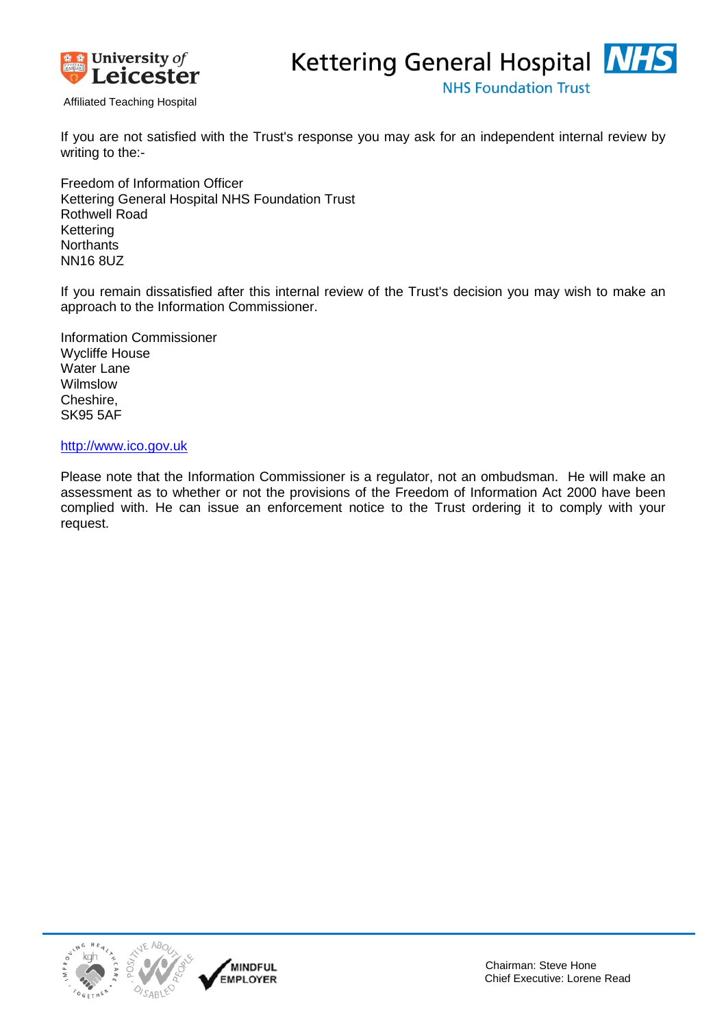If you are not satisfied with the Trust's response you may ask for an independent internal review by writing to the:-

Freedom of Information Officer
Kettering General Hospital NHS Foundation Trust
Rothwell Road
Kettering
Northants
NN16 8UZ

If you remain dissatisfied after this internal review of the Trust's decision you may wish to make an approach to the Information Commissioner.

Information Commissioner
Wycliffe House
Water Lane
Wilmslow
Cheshire,
SK95 5AF

http://www.ico.gov.uk

Please note that the Information Commissioner is a regulator, not an ombudsman. He will make an assessment as to whether or not the provisions of the Freedom of Information Act 2000 have been complied with. He can issue an enforcement notice to the Trust ordering it to comply with your request.